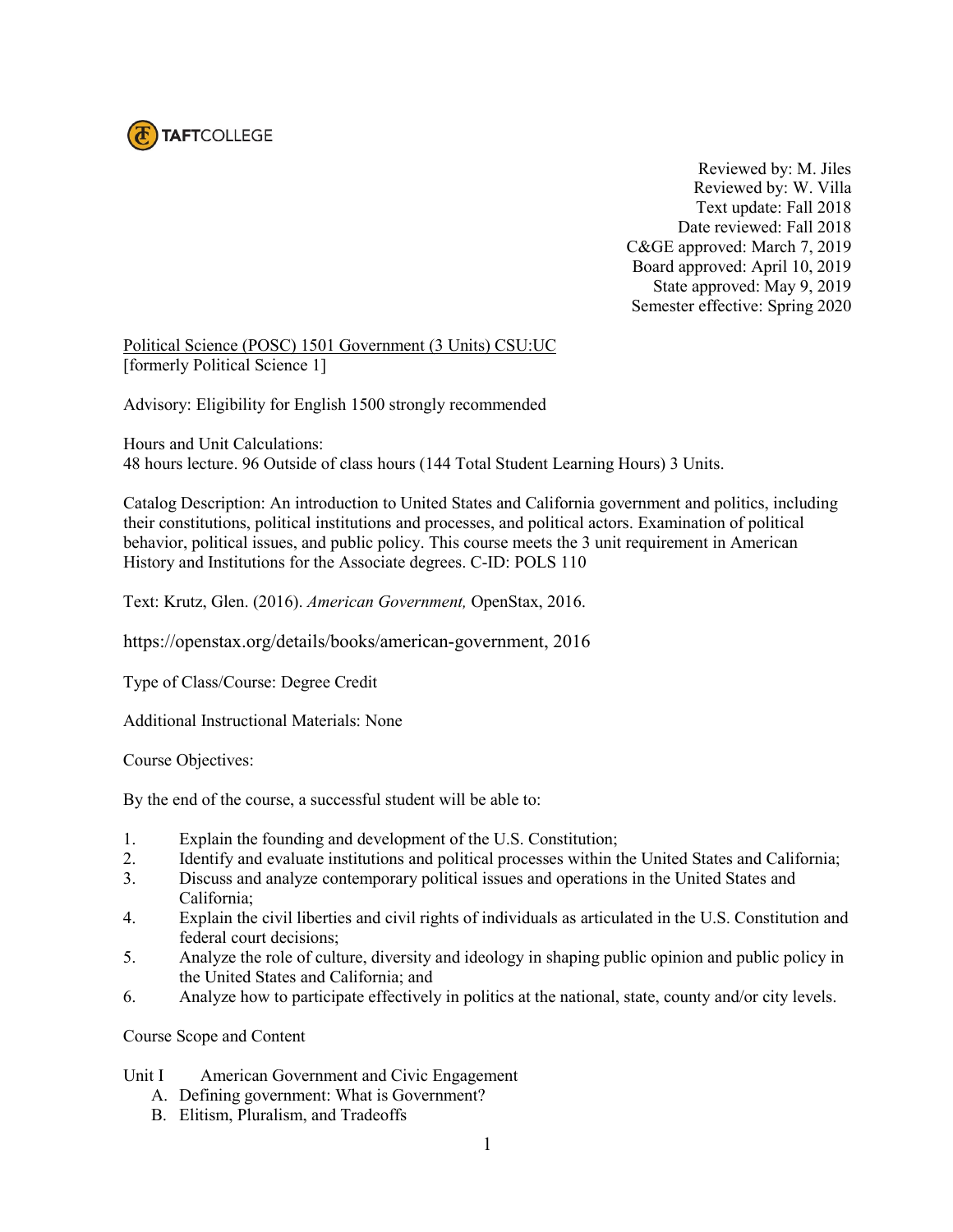TAFTCOLLEGE

Reviewed by: M. Jiles
Reviewed by: W. Villa
Text update: Fall 2018
Date reviewed: Fall 2018
C&GE approved: March 7, 2019
Board approved: April 10, 2019
State approved: May 9, 2019
Semester effective: Spring 2020

Political Science (POSC) 1501 Government (3 Units) CSU:UC
[formerly Political Science 1]

Advisory: Eligibility for English 1500 strongly recommended

Hours and Unit Calculations:
48 hours lecture. 96 Outside of class hours (144 Total Student Learning Hours) 3 Units.

Catalog Description: An introduction to United States and California government and politics, including their constitutions, political institutions and processes, and political actors. Examination of political behavior, political issues, and public policy. This course meets the 3 unit requirement in American History and Institutions for the Associate degrees. C-ID: POLS 110

Text: Krutz, Glen. (2016). *American Government,* OpenStax, 2016.

https://openstax.org/details/books/american-government, 2016

Type of Class/Course: Degree Credit

Additional Instructional Materials: None

Course Objectives:

By the end of the course, a successful student will be able to:

1. Explain the founding and development of the U.S. Constitution;
2. Identify and evaluate institutions and political processes within the United States and California;
3. Discuss and analyze contemporary political issues and operations in the United States and California;
4. Explain the civil liberties and civil rights of individuals as articulated in the U.S. Constitution and federal court decisions;
5. Analyze the role of culture, diversity and ideology in shaping public opinion and public policy in the United States and California; and
6. Analyze how to participate effectively in politics at the national, state, county and/or city levels.

Course Scope and Content

Unit I American Government and Civic Engagement

A. Defining government: What is Government?
B. Elitism, Pluralism, and Tradeoffs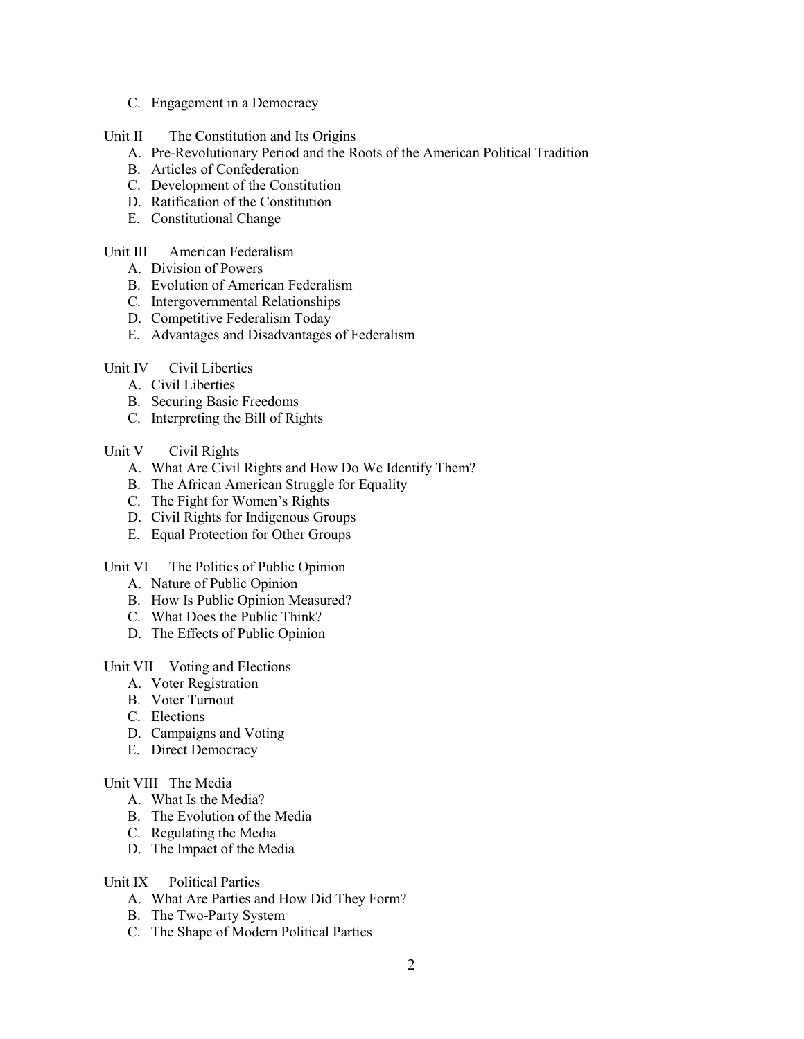C. Engagement in a Democracy

Unit II The Constitution and Its Origins

A. Pre-Revolutionary Period and the Roots of the American Political Tradition
B. Articles of Confederation
C. Development of the Constitution
D. Ratification of the Constitution
E. Constitutional Change

Unit III American Federalism

A. Division of Powers
B. Evolution of American Federalism
C. Intergovernmental Relationships
D. Competitive Federalism Today
E. Advantages and Disadvantages of Federalism

Unit IV Civil Liberties

A. Civil Liberties
B. Securing Basic Freedoms
C. Interpreting the Bill of Rights

Unit V Civil Rights

A. What Are Civil Rights and How Do We Identify Them?
B. The African American Struggle for Equality
C. The Fight for Women's Rights
D. Civil Rights for Indigenous Groups
E. Equal Protection for Other Groups

Unit VI The Politics of Public Opinion

A. Nature of Public Opinion
B. How Is Public Opinion Measured?
C. What Does the Public Think?
D. The Effects of Public Opinion

Unit VII Voting and Elections

A. Voter Registration
B. Voter Turnout
C. Elections
D. Campaigns and Voting
E. Direct Democracy

Unit VIII The Media

A. What Is the Media?
B. The Evolution of the Media
C. Regulating the Media
D. The Impact of the Media

Unit IX Political Parties

A. What Are Parties and How Did They Form?
B. The Two-Party System
C. The Shape of Modern Political Parties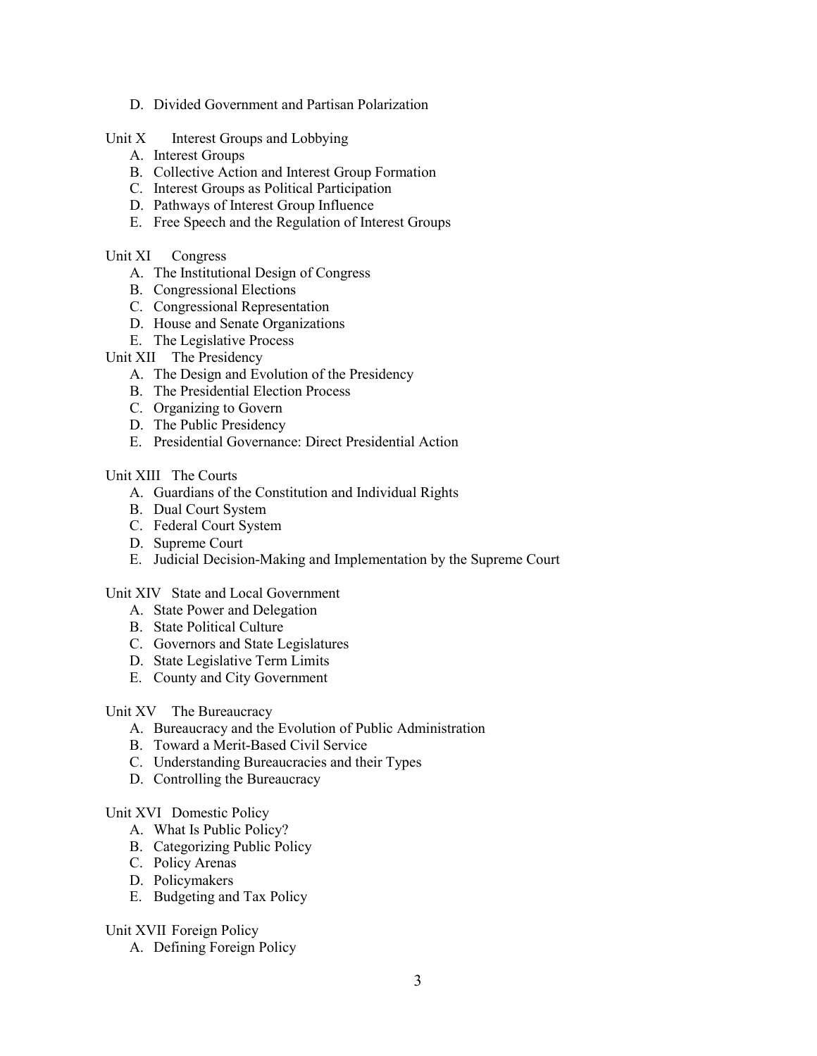D. Divided Government and Partisan Polarization

Unit X Interest Groups and Lobbying

A. Interest Groups
B. Collective Action and Interest Group Formation
C. Interest Groups as Political Participation
D. Pathways of Interest Group Influence
E. Free Speech and the Regulation of Interest Groups

Unit XI Congress

A. The Institutional Design of Congress
B. Congressional Elections
C. Congressional Representation
D. House and Senate Organizations
E. The Legislative Process

Unit XII The Presidency

A. The Design and Evolution of the Presidency
B. The Presidential Election Process
C. Organizing to Govern
D. The Public Presidency
E. Presidential Governance: Direct Presidential Action

Unit XIII The Courts

A. Guardians of the Constitution and Individual Rights
B. Dual Court System
C. Federal Court System
D. Supreme Court
E. Judicial Decision-Making and Implementation by the Supreme Court

Unit XIV State and Local Government

A. State Power and Delegation
B. State Political Culture
C. Governors and State Legislatures
D. State Legislative Term Limits
E. County and City Government

Unit XV The Bureaucracy

A. Bureaucracy and the Evolution of Public Administration
B. Toward a Merit-Based Civil Service
C. Understanding Bureaucracies and their Types
D. Controlling the Bureaucracy

Unit XVI Domestic Policy

A. What Is Public Policy?
B. Categorizing Public Policy
C. Policy Arenas
D. Policymakers
E. Budgeting and Tax Policy

Unit XVII Foreign Policy

A. Defining Foreign Policy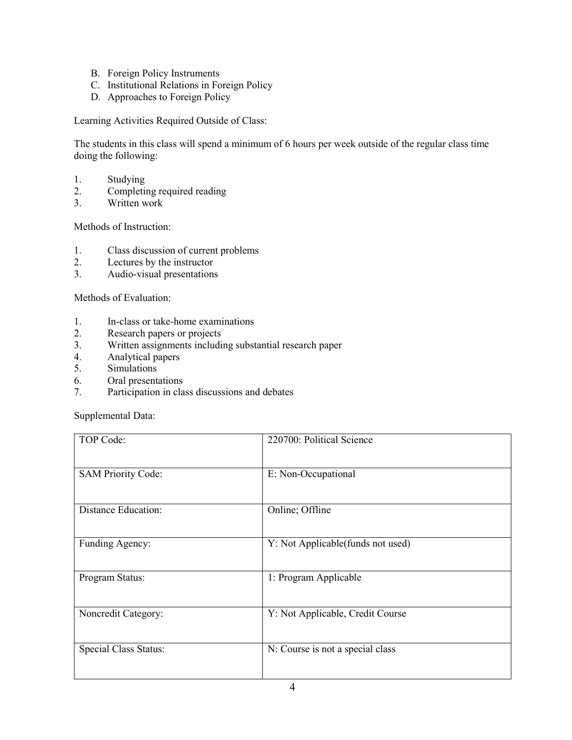B. Foreign Policy Instruments
C. Institutional Relations in Foreign Policy
D. Approaches to Foreign Policy

Learning Activities Required Outside of Class:

The students in this class will spend a minimum of 6 hours per week outside of the regular class time doing the following:

1. Studying
2. Completing required reading
3. Written work

Methods of Instruction:

1. Class discussion of current problems
2. Lectures by the instructor
3. Audio-visual presentations

Methods of Evaluation:

1. In-class or take-home examinations
2. Research papers or projects
3. Written assignments including substantial research paper
4. Analytical papers
5. Simulations
6. Oral presentations
7. Participation in class discussions and debates

Supplemental Data:

| TOP Code: | 220700: Political Science |
|---|---|
| SAM Priority Code: | E: Non-Occupational |
| Distance Education: | Online; Offline |
| Funding Agency: | Y: Not Applicable(funds not used) |
| Program Status: | 1: Program Applicable |
| Noncredit Category: | Y: Not Applicable, Credit Course |
| Special Class Status: | N: Course is not a special class |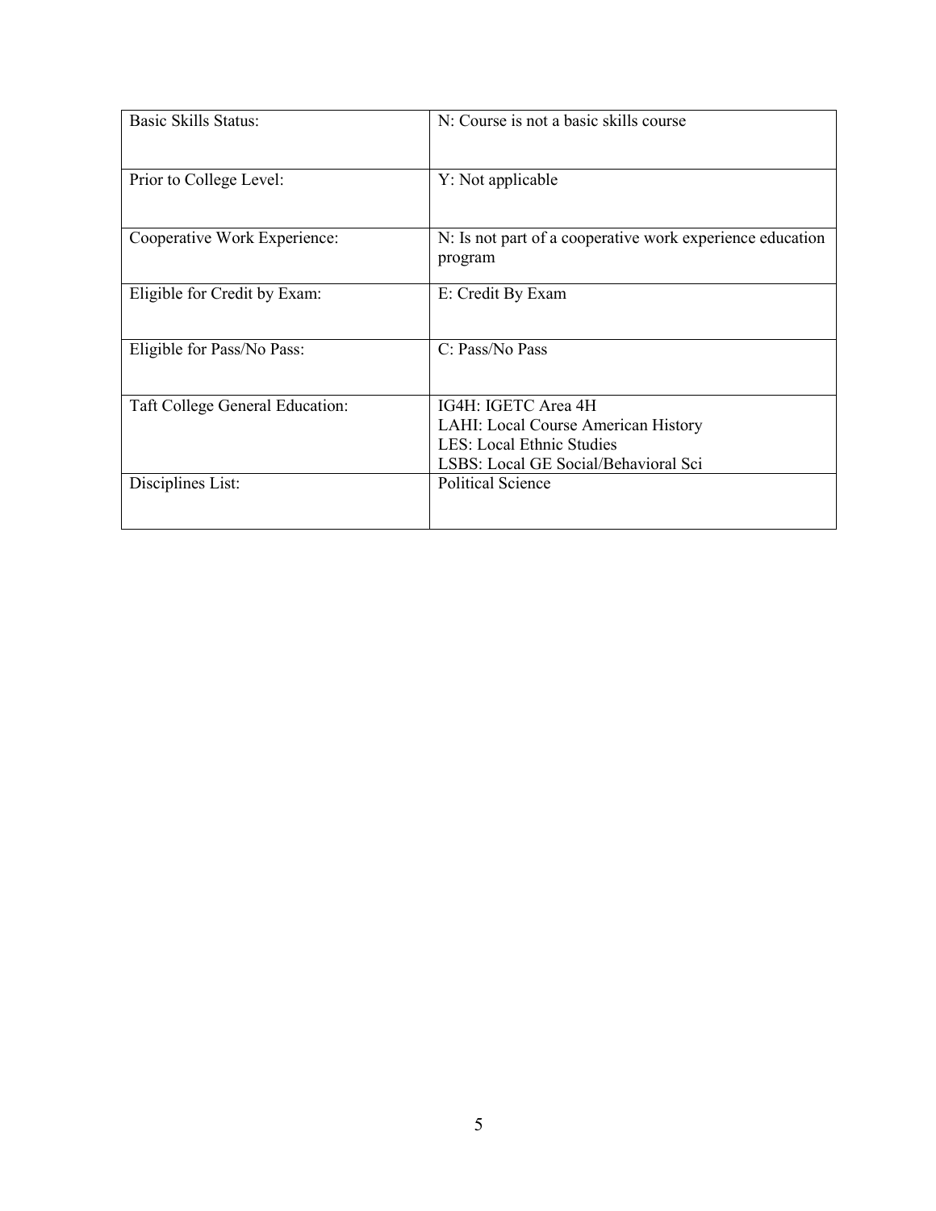| | |
|---|---|
| Basic Skills Status: | N: Course is not a basic skills course |
| Prior to College Level: | Y: Not applicable |
| Cooperative Work Experience: | N: Is not part of a cooperative work experience education program |
| Eligible for Credit by Exam: | E: Credit By Exam |
| Eligible for Pass/No Pass: | C: Pass/No Pass |
| Taft College General Education: | IG4H: IGETC Area 4H<br>LAHI: Local Course American History<br>LES: Local Ethnic Studies<br>LSBS: Local GE Social/Behavioral Sci |
| Disciplines List: | Political Science |